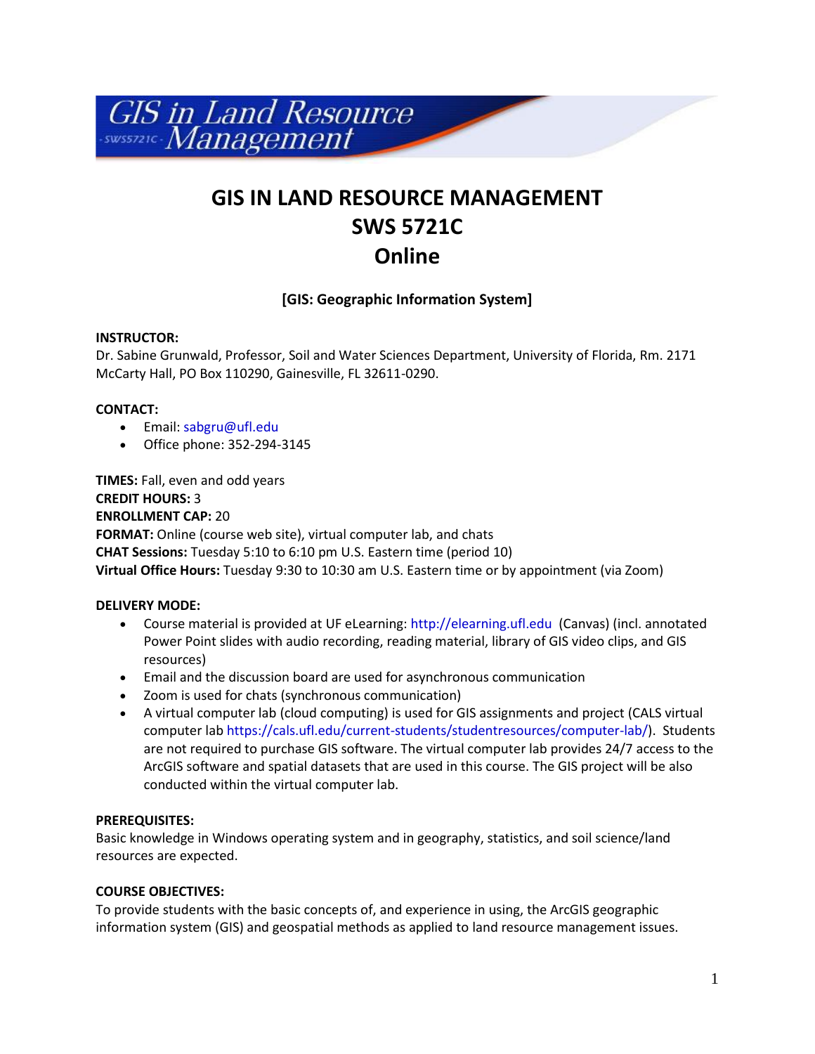# GIS IN LAND RESOURCE MANAGEMENT
# SWS 5721C
# Online

**[GIS: Geographic Information System]**

**INSTRUCTOR:**
Dr. Sabine Grunwald, Professor, Soil and Water Sciences Department, University of Florida, Rm. 2171 McCarty Hall, PO Box 110290, Gainesville, FL 32611-0290.

**CONTACT:**

- Email: sabgru@ufl.edu
- Office phone: 352-294-3145

**TIMES:** Fall, even and odd years
**CREDIT HOURS:** 3
**ENROLLMENT CAP:** 20
**FORMAT:** Online (course web site), virtual computer lab, and chats
**CHAT Sessions:** Tuesday 5:10 to 6:10 pm U.S. Eastern time (period 10)
**Virtual Office Hours:** Tuesday 9:30 to 10:30 am U.S. Eastern time or by appointment (via Zoom)

**DELIVERY MODE:**

- Course material is provided at UF eLearning: http://elearning.ufl.edu (Canvas) (incl. annotated Power Point slides with audio recording, reading material, library of GIS video clips, and GIS resources)
- Email and the discussion board are used for asynchronous communication
- Zoom is used for chats (synchronous communication)
- A virtual computer lab (cloud computing) is used for GIS assignments and project (CALS virtual computer lab https://cals.ufl.edu/current-students/studentresources/computer-lab/). Students are not required to purchase GIS software. The virtual computer lab provides 24/7 access to the ArcGIS software and spatial datasets that are used in this course. The GIS project will be also conducted within the virtual computer lab.

**PREREQUISITES:**
Basic knowledge in Windows operating system and in geography, statistics, and soil science/land resources are expected.

**COURSE OBJECTIVES:**
To provide students with the basic concepts of, and experience in using, the ArcGIS geographic information system (GIS) and geospatial methods as applied to land resource management issues.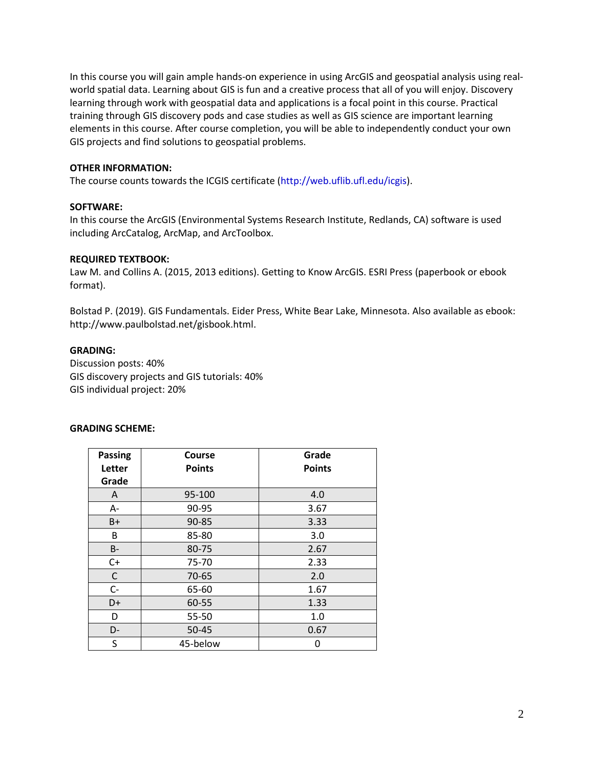In this course you will gain ample hands-on experience in using ArcGIS and geospatial analysis using real-world spatial data. Learning about GIS is fun and a creative process that all of you will enjoy. Discovery learning through work with geospatial data and applications is a focal point in this course. Practical training through GIS discovery pods and case studies as well as GIS science are important learning elements in this course. After course completion, you will be able to independently conduct your own GIS projects and find solutions to geospatial problems.

**OTHER INFORMATION:**
The course counts towards the ICGIS certificate (http://web.uflib.ufl.edu/icgis).

**SOFTWARE:**
In this course the ArcGIS (Environmental Systems Research Institute, Redlands, CA) software is used including ArcCatalog, ArcMap, and ArcToolbox.

**REQUIRED TEXTBOOK:**
Law M. and Collins A. (2015, 2013 editions). Getting to Know ArcGIS. ESRI Press (paperbook or ebook format).

Bolstad P. (2019). GIS Fundamentals. Eider Press, White Bear Lake, Minnesota. Also available as ebook: http://www.paulbolstad.net/gisbook.html.

**GRADING:**
Discussion posts: 40%
GIS discovery projects and GIS tutorials: 40%
GIS individual project: 20%

**GRADING SCHEME:**

| Passing Letter Grade | Course Points | Grade Points |
|---|---|---|
| A | 95-100 | 4.0 |
| A- | 90-95 | 3.67 |
| B+ | 90-85 | 3.33 |
| B | 85-80 | 3.0 |
| B- | 80-75 | 2.67 |
| C+ | 75-70 | 2.33 |
| C | 70-65 | 2.0 |
| C- | 65-60 | 1.67 |
| D+ | 60-55 | 1.33 |
| D | 55-50 | 1.0 |
| D- | 50-45 | 0.67 |
| S | 45-below | 0 |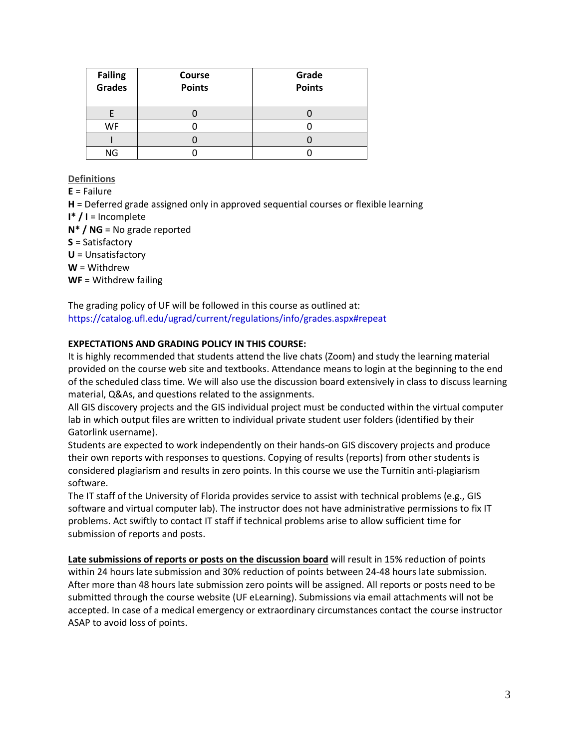| Failing Grades | Course Points | Grade Points |
|---|---|---|
| E | 0 | 0 |
| WF | 0 | 0 |
| I | 0 | 0 |
| NG | 0 | 0 |

**Definitions**

**E** = Failure
**H** = Deferred grade assigned only in approved sequential courses or flexible learning
**I* / I** = Incomplete
**N* / NG** = No grade reported
**S** = Satisfactory
**U** = Unsatisfactory
**W** = Withdrew
**WF** = Withdrew failing

The grading policy of UF will be followed in this course as outlined at:
https://catalog.ufl.edu/ugrad/current/regulations/info/grades.aspx#repeat

**EXPECTATIONS AND GRADING POLICY IN THIS COURSE:**

It is highly recommended that students attend the live chats (Zoom) and study the learning material provided on the course web site and textbooks. Attendance means to login at the beginning to the end of the scheduled class time. We will also use the discussion board extensively in class to discuss learning material, Q&As, and questions related to the assignments.

All GIS discovery projects and the GIS individual project must be conducted within the virtual computer lab in which output files are written to individual private student user folders (identified by their Gatorlink username).

Students are expected to work independently on their hands-on GIS discovery projects and produce their own reports with responses to questions. Copying of results (reports) from other students is considered plagiarism and results in zero points. In this course we use the Turnitin anti-plagiarism software.

The IT staff of the University of Florida provides service to assist with technical problems (e.g., GIS software and virtual computer lab). The instructor does not have administrative permissions to fix IT problems. Act swiftly to contact IT staff if technical problems arise to allow sufficient time for submission of reports and posts.

**Late submissions of reports or posts on the discussion board** will result in 15% reduction of points within 24 hours late submission and 30% reduction of points between 24-48 hours late submission. After more than 48 hours late submission zero points will be assigned. All reports or posts need to be submitted through the course website (UF eLearning). Submissions via email attachments will not be accepted. In case of a medical emergency or extraordinary circumstances contact the course instructor ASAP to avoid loss of points.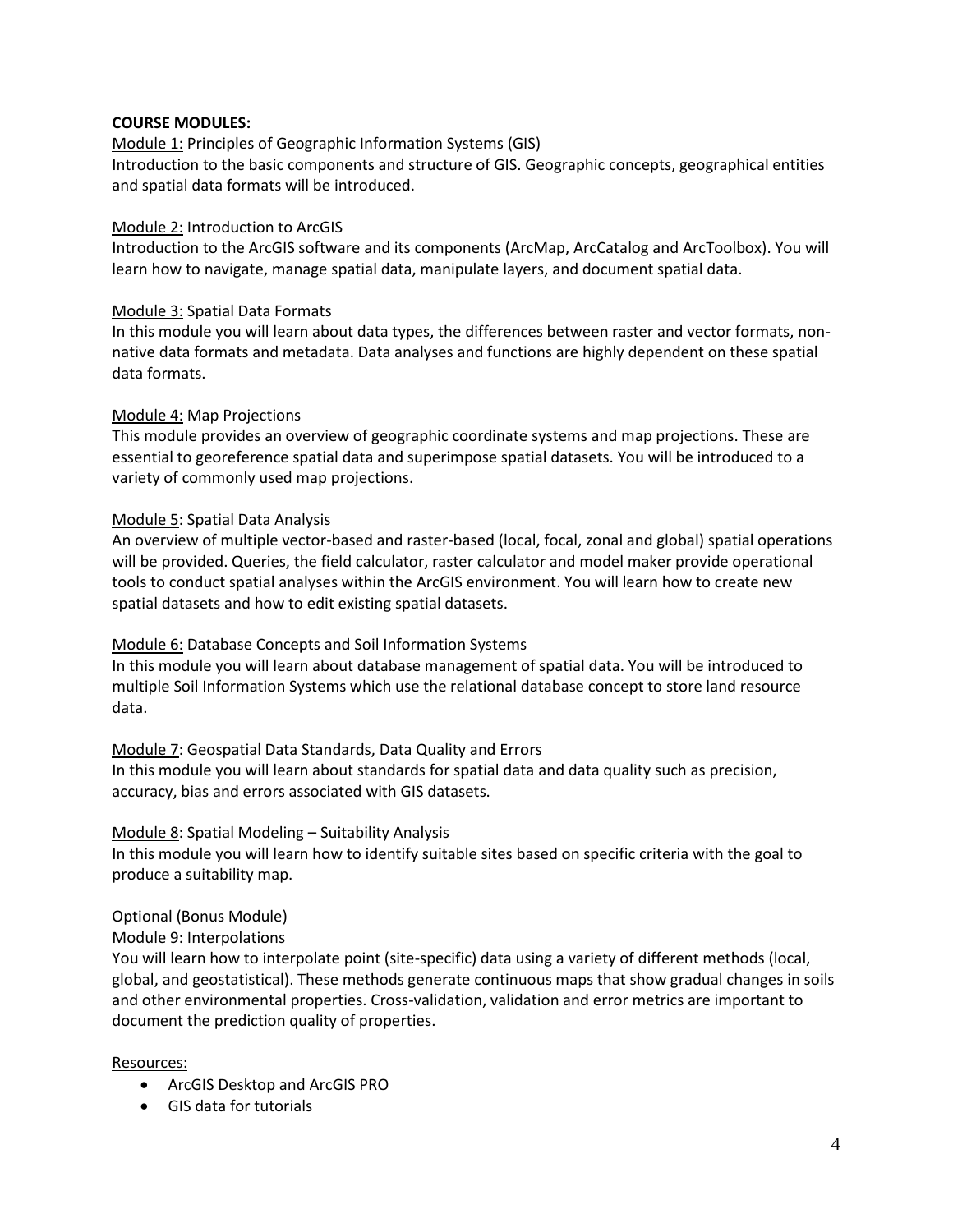**COURSE MODULES:**

<u>Module 1:</u> Principles of Geographic Information Systems (GIS)
Introduction to the basic components and structure of GIS. Geographic concepts, geographical entities and spatial data formats will be introduced.

<u>Module 2:</u> Introduction to ArcGIS
Introduction to the ArcGIS software and its components (ArcMap, ArcCatalog and ArcToolbox). You will learn how to navigate, manage spatial data, manipulate layers, and document spatial data.

<u>Module 3:</u> Spatial Data Formats
In this module you will learn about data types, the differences between raster and vector formats, non-native data formats and metadata. Data analyses and functions are highly dependent on these spatial data formats.

<u>Module 4:</u> Map Projections
This module provides an overview of geographic coordinate systems and map projections. These are essential to georeference spatial data and superimpose spatial datasets. You will be introduced to a variety of commonly used map projections.

<u>Module 5</u>: Spatial Data Analysis
An overview of multiple vector-based and raster-based (local, focal, zonal and global) spatial operations will be provided. Queries, the field calculator, raster calculator and model maker provide operational tools to conduct spatial analyses within the ArcGIS environment. You will learn how to create new spatial datasets and how to edit existing spatial datasets.

<u>Module 6:</u> Database Concepts and Soil Information Systems
In this module you will learn about database management of spatial data. You will be introduced to multiple Soil Information Systems which use the relational database concept to store land resource data.

<u>Module 7</u>: Geospatial Data Standards, Data Quality and Errors
In this module you will learn about standards for spatial data and data quality such as precision, accuracy, bias and errors associated with GIS datasets.

<u>Module 8</u>: Spatial Modeling – Suitability Analysis
In this module you will learn how to identify suitable sites based on specific criteria with the goal to produce a suitability map.

Optional (Bonus Module)
Module 9: Interpolations
You will learn how to interpolate point (site-specific) data using a variety of different methods (local, global, and geostatistical). These methods generate continuous maps that show gradual changes in soils and other environmental properties. Cross-validation, validation and error metrics are important to document the prediction quality of properties.

<u>Resources:</u>

- ArcGIS Desktop and ArcGIS PRO
- GIS data for tutorials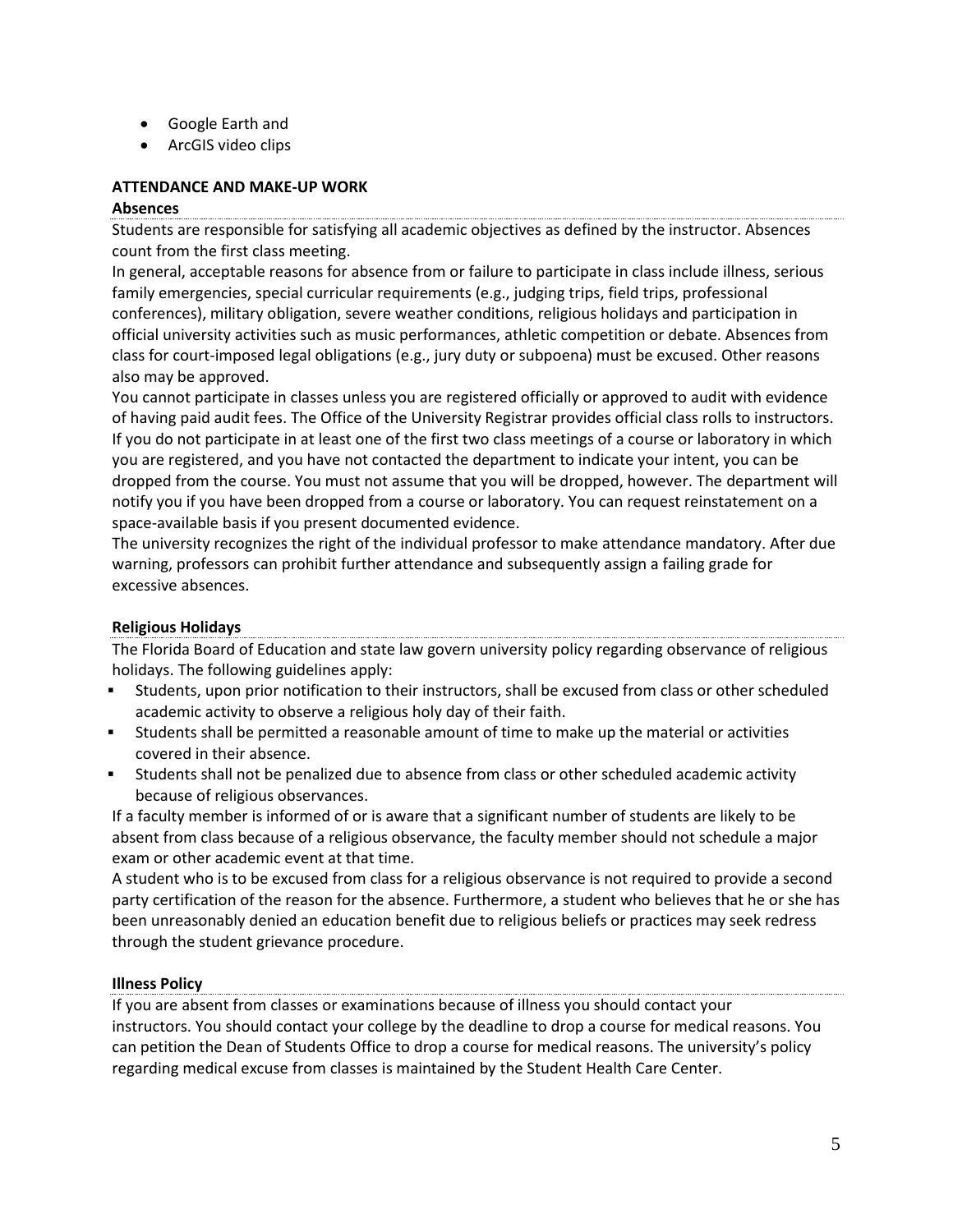- Google Earth and
- ArcGIS video clips

**ATTENDANCE AND MAKE-UP WORK**

**Absences**

Students are responsible for satisfying all academic objectives as defined by the instructor. Absences count from the first class meeting.

In general, acceptable reasons for absence from or failure to participate in class include illness, serious family emergencies, special curricular requirements (e.g., judging trips, field trips, professional conferences), military obligation, severe weather conditions, religious holidays and participation in official university activities such as music performances, athletic competition or debate. Absences from class for court-imposed legal obligations (e.g., jury duty or subpoena) must be excused. Other reasons also may be approved.

You cannot participate in classes unless you are registered officially or approved to audit with evidence of having paid audit fees. The Office of the University Registrar provides official class rolls to instructors. If you do not participate in at least one of the first two class meetings of a course or laboratory in which you are registered, and you have not contacted the department to indicate your intent, you can be dropped from the course. You must not assume that you will be dropped, however. The department will notify you if you have been dropped from a course or laboratory. You can request reinstatement on a space-available basis if you present documented evidence.

The university recognizes the right of the individual professor to make attendance mandatory. After due warning, professors can prohibit further attendance and subsequently assign a failing grade for excessive absences.

**Religious Holidays**

The Florida Board of Education and state law govern university policy regarding observance of religious holidays. The following guidelines apply:

- Students, upon prior notification to their instructors, shall be excused from class or other scheduled academic activity to observe a religious holy day of their faith.
- Students shall be permitted a reasonable amount of time to make up the material or activities covered in their absence.
- Students shall not be penalized due to absence from class or other scheduled academic activity because of religious observances.

If a faculty member is informed of or is aware that a significant number of students are likely to be absent from class because of a religious observance, the faculty member should not schedule a major exam or other academic event at that time.

A student who is to be excused from class for a religious observance is not required to provide a second party certification of the reason for the absence. Furthermore, a student who believes that he or she has been unreasonably denied an education benefit due to religious beliefs or practices may seek redress through the student grievance procedure.

**Illness Policy**

If you are absent from classes or examinations because of illness you should contact your instructors. You should contact your college by the deadline to drop a course for medical reasons. You can petition the Dean of Students Office to drop a course for medical reasons. The university's policy regarding medical excuse from classes is maintained by the Student Health Care Center.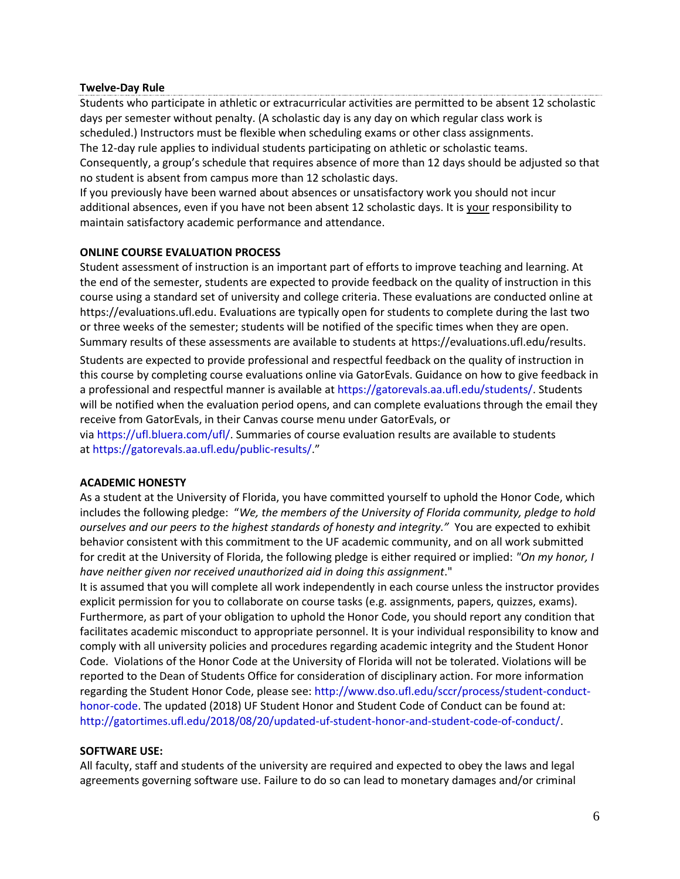**Twelve-Day Rule**

Students who participate in athletic or extracurricular activities are permitted to be absent 12 scholastic days per semester without penalty. (A scholastic day is any day on which regular class work is scheduled.) Instructors must be flexible when scheduling exams or other class assignments.
The 12-day rule applies to individual students participating on athletic or scholastic teams. Consequently, a group's schedule that requires absence of more than 12 days should be adjusted so that no student is absent from campus more than 12 scholastic days.
If you previously have been warned about absences or unsatisfactory work you should not incur additional absences, even if you have not been absent 12 scholastic days. It is <u>your</u> responsibility to maintain satisfactory academic performance and attendance.

**ONLINE COURSE EVALUATION PROCESS**

Student assessment of instruction is an important part of efforts to improve teaching and learning. At the end of the semester, students are expected to provide feedback on the quality of instruction in this course using a standard set of university and college criteria. These evaluations are conducted online at https://evaluations.ufl.edu. Evaluations are typically open for students to complete during the last two or three weeks of the semester; students will be notified of the specific times when they are open. Summary results of these assessments are available to students at https://evaluations.ufl.edu/results.

Students are expected to provide professional and respectful feedback on the quality of instruction in this course by completing course evaluations online via GatorEvals. Guidance on how to give feedback in a professional and respectful manner is available at https://gatorevals.aa.ufl.edu/students/. Students will be notified when the evaluation period opens, and can complete evaluations through the email they receive from GatorEvals, in their Canvas course menu under GatorEvals, or via https://ufl.bluera.com/ufl/. Summaries of course evaluation results are available to students at https://gatorevals.aa.ufl.edu/public-results/."

**ACADEMIC HONESTY**

As a student at the University of Florida, you have committed yourself to uphold the Honor Code, which includes the following pledge: "*We, the members of the University of Florida community, pledge to hold ourselves and our peers to the highest standards of honesty and integrity."* You are expected to exhibit behavior consistent with this commitment to the UF academic community, and on all work submitted for credit at the University of Florida, the following pledge is either required or implied: *"On my honor, I have neither given nor received unauthorized aid in doing this assignment*."
It is assumed that you will complete all work independently in each course unless the instructor provides explicit permission for you to collaborate on course tasks (e.g. assignments, papers, quizzes, exams). Furthermore, as part of your obligation to uphold the Honor Code, you should report any condition that facilitates academic misconduct to appropriate personnel. It is your individual responsibility to know and comply with all university policies and procedures regarding academic integrity and the Student Honor Code. Violations of the Honor Code at the University of Florida will not be tolerated. Violations will be reported to the Dean of Students Office for consideration of disciplinary action. For more information regarding the Student Honor Code, please see: http://www.dso.ufl.edu/sccr/process/student-conduct-honor-code. The updated (2018) UF Student Honor and Student Code of Conduct can be found at: http://gatortimes.ufl.edu/2018/08/20/updated-uf-student-honor-and-student-code-of-conduct/.

**SOFTWARE USE:**

All faculty, staff and students of the university are required and expected to obey the laws and legal agreements governing software use. Failure to do so can lead to monetary damages and/or criminal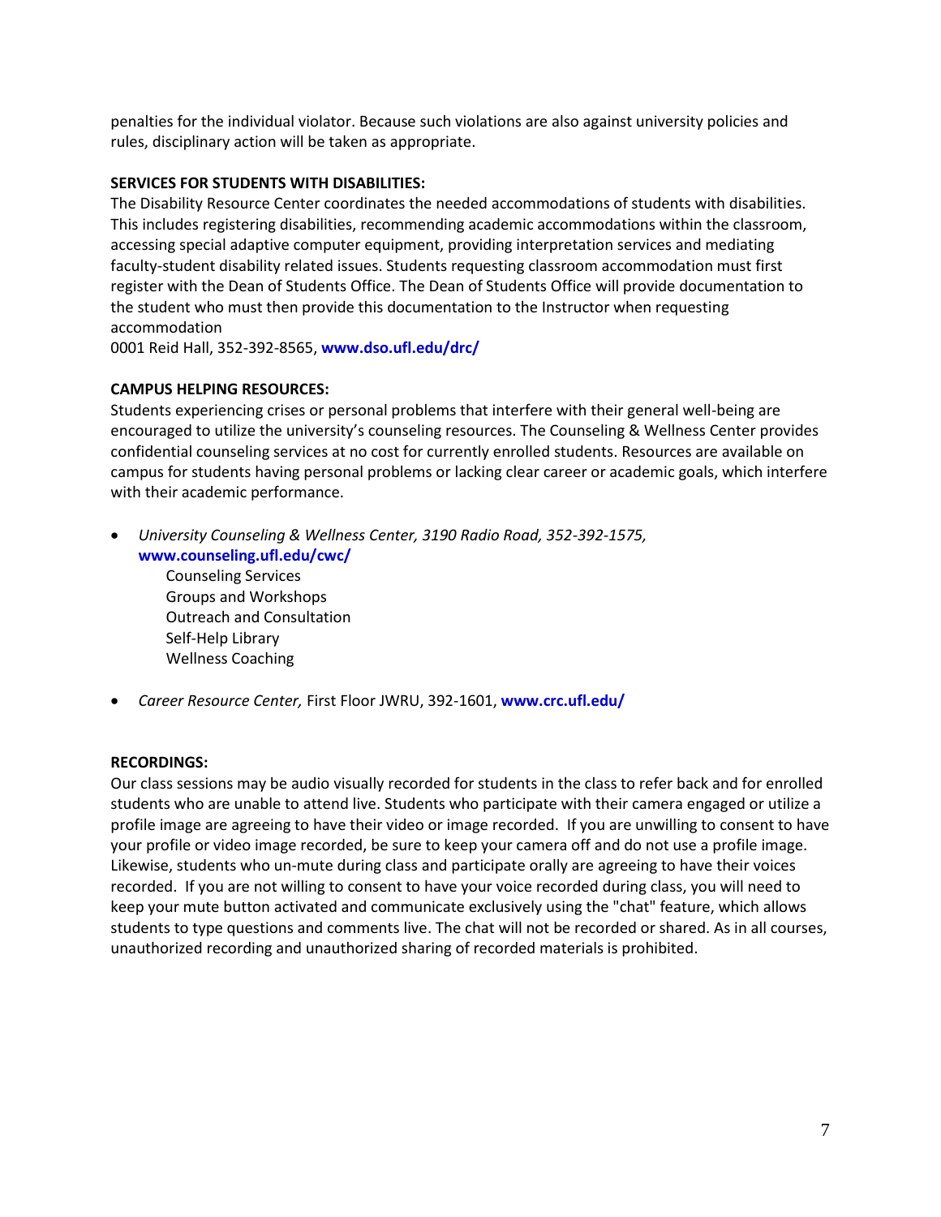penalties for the individual violator. Because such violations are also against university policies and rules, disciplinary action will be taken as appropriate.

**SERVICES FOR STUDENTS WITH DISABILITIES:**

The Disability Resource Center coordinates the needed accommodations of students with disabilities. This includes registering disabilities, recommending academic accommodations within the classroom, accessing special adaptive computer equipment, providing interpretation services and mediating faculty-student disability related issues. Students requesting classroom accommodation must first register with the Dean of Students Office. The Dean of Students Office will provide documentation to the student who must then provide this documentation to the Instructor when requesting accommodation

0001 Reid Hall, 352-392-8565, **www.dso.ufl.edu/drc/**

**CAMPUS HELPING RESOURCES:**

Students experiencing crises or personal problems that interfere with their general well-being are encouraged to utilize the university's counseling resources. The Counseling & Wellness Center provides confidential counseling services at no cost for currently enrolled students. Resources are available on campus for students having personal problems or lacking clear career or academic goals, which interfere with their academic performance.

- *University Counseling & Wellness Center, 3190 Radio Road, 352-392-1575,* **www.counseling.ufl.edu/cwc/**
  - Counseling Services
  - Groups and Workshops
  - Outreach and Consultation
  - Self-Help Library
  - Wellness Coaching
- *Career Resource Center,* First Floor JWRU, 392-1601, **www.crc.ufl.edu/**

**RECORDINGS:**

Our class sessions may be audio visually recorded for students in the class to refer back and for enrolled students who are unable to attend live. Students who participate with their camera engaged or utilize a profile image are agreeing to have their video or image recorded. If you are unwilling to consent to have your profile or video image recorded, be sure to keep your camera off and do not use a profile image. Likewise, students who un-mute during class and participate orally are agreeing to have their voices recorded. If you are not willing to consent to have your voice recorded during class, you will need to keep your mute button activated and communicate exclusively using the "chat" feature, which allows students to type questions and comments live. The chat will not be recorded or shared. As in all courses, unauthorized recording and unauthorized sharing of recorded materials is prohibited.